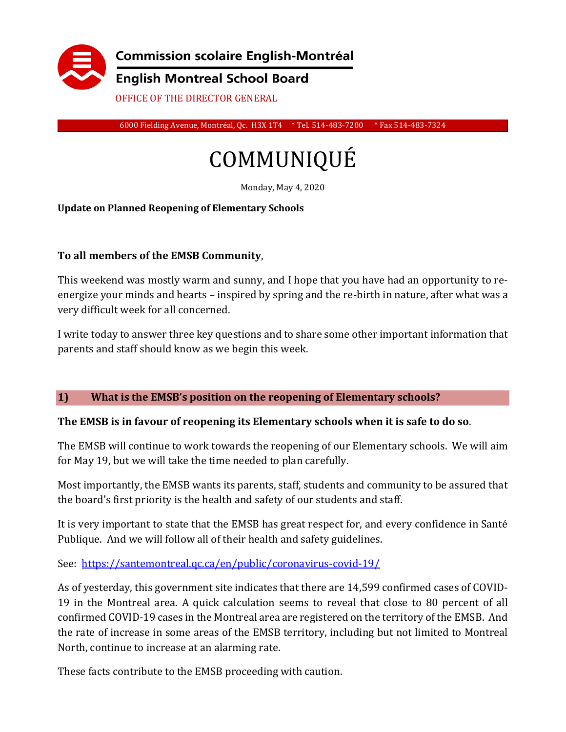Commission scolaire English-Montréal

English Montreal School Board

OFFICE OF THE DIRECTOR GENERAL

6000 Fielding Avenue, Montréal, Qc. H3X 1T4 * Tel. 514-483-7200 * Fax 514-483-7324

# COMMUNIQUÉ

Monday, May 4, 2020

**Update on Planned Reopening of Elementary Schools**

**To all members of the EMSB Community**,

This weekend was mostly warm and sunny, and I hope that you have had an opportunity to re-energize your minds and hearts – inspired by spring and the re-birth in nature, after what was a very difficult week for all concerned.

I write today to answer three key questions and to share some other important information that parents and staff should know as we begin this week.

## 1) What is the EMSB's position on the reopening of Elementary schools?

**The EMSB is in favour of reopening its Elementary schools when it is safe to do so**.

The EMSB will continue to work towards the reopening of our Elementary schools. We will aim for May 19, but we will take the time needed to plan carefully.

Most importantly, the EMSB wants its parents, staff, students and community to be assured that the board's first priority is the health and safety of our students and staff.

It is very important to state that the EMSB has great respect for, and every confidence in Santé Publique. And we will follow all of their health and safety guidelines.

See: https://santemontreal.qc.ca/en/public/coronavirus-covid-19/

As of yesterday, this government site indicates that there are 14,599 confirmed cases of COVID-19 in the Montreal area. A quick calculation seems to reveal that close to 80 percent of all confirmed COVID-19 cases in the Montreal area are registered on the territory of the EMSB. And the rate of increase in some areas of the EMSB territory, including but not limited to Montreal North, continue to increase at an alarming rate.

These facts contribute to the EMSB proceeding with caution.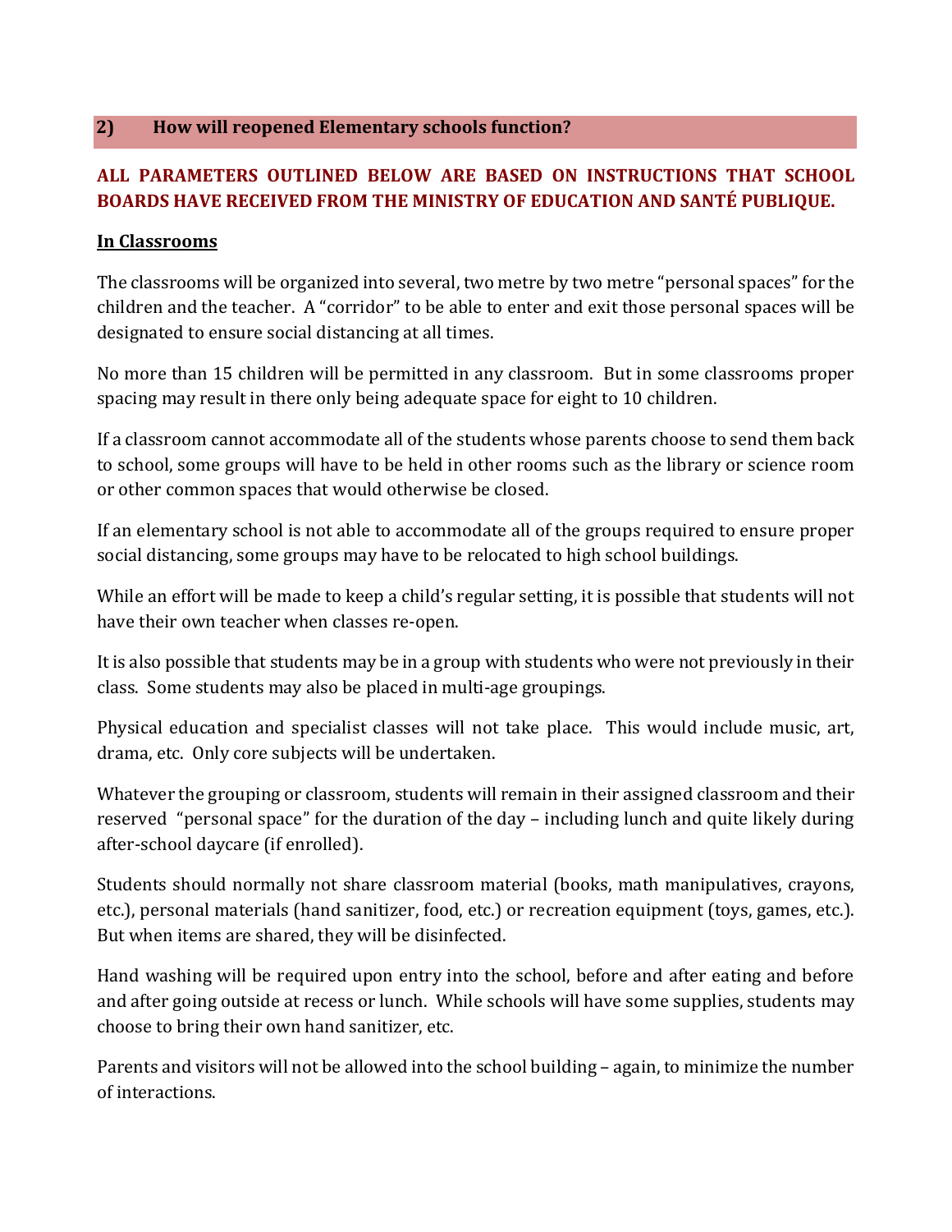## 2) How will reopened Elementary schools function?

**ALL PARAMETERS OUTLINED BELOW ARE BASED ON INSTRUCTIONS THAT SCHOOL BOARDS HAVE RECEIVED FROM THE MINISTRY OF EDUCATION AND SANTÉ PUBLIQUE.**

### In Classrooms

The classrooms will be organized into several, two metre by two metre "personal spaces" for the children and the teacher. A "corridor" to be able to enter and exit those personal spaces will be designated to ensure social distancing at all times.

No more than 15 children will be permitted in any classroom. But in some classrooms proper spacing may result in there only being adequate space for eight to 10 children.

If a classroom cannot accommodate all of the students whose parents choose to send them back to school, some groups will have to be held in other rooms such as the library or science room or other common spaces that would otherwise be closed.

If an elementary school is not able to accommodate all of the groups required to ensure proper social distancing, some groups may have to be relocated to high school buildings.

While an effort will be made to keep a child's regular setting, it is possible that students will not have their own teacher when classes re-open.

It is also possible that students may be in a group with students who were not previously in their class. Some students may also be placed in multi-age groupings.

Physical education and specialist classes will not take place. This would include music, art, drama, etc. Only core subjects will be undertaken.

Whatever the grouping or classroom, students will remain in their assigned classroom and their reserved "personal space" for the duration of the day – including lunch and quite likely during after-school daycare (if enrolled).

Students should normally not share classroom material (books, math manipulatives, crayons, etc.), personal materials (hand sanitizer, food, etc.) or recreation equipment (toys, games, etc.). But when items are shared, they will be disinfected.

Hand washing will be required upon entry into the school, before and after eating and before and after going outside at recess or lunch. While schools will have some supplies, students may choose to bring their own hand sanitizer, etc.

Parents and visitors will not be allowed into the school building – again, to minimize the number of interactions.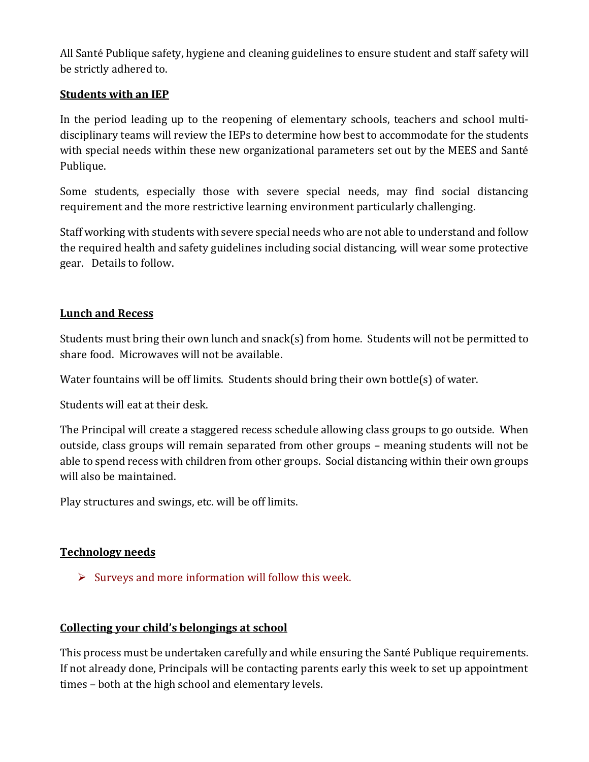All Santé Publique safety, hygiene and cleaning guidelines to ensure student and staff safety will be strictly adhered to.

**<u>Students with an IEP</u>**

In the period leading up to the reopening of elementary schools, teachers and school multi-disciplinary teams will review the IEPs to determine how best to accommodate for the students with special needs within these new organizational parameters set out by the MEES and Santé Publique.

Some students, especially those with severe special needs, may find social distancing requirement and the more restrictive learning environment particularly challenging.

Staff working with students with severe special needs who are not able to understand and follow the required health and safety guidelines including social distancing, will wear some protective gear. Details to follow.

**<u>Lunch and Recess</u>**

Students must bring their own lunch and snack(s) from home. Students will not be permitted to share food. Microwaves will not be available.

Water fountains will be off limits. Students should bring their own bottle(s) of water.

Students will eat at their desk.

The Principal will create a staggered recess schedule allowing class groups to go outside. When outside, class groups will remain separated from other groups – meaning students will not be able to spend recess with children from other groups. Social distancing within their own groups will also be maintained.

Play structures and swings, etc. will be off limits.

**<u>Technology needs</u>**

- Surveys and more information will follow this week.

**<u>Collecting your child's belongings at school</u>**

This process must be undertaken carefully and while ensuring the Santé Publique requirements. If not already done, Principals will be contacting parents early this week to set up appointment times – both at the high school and elementary levels.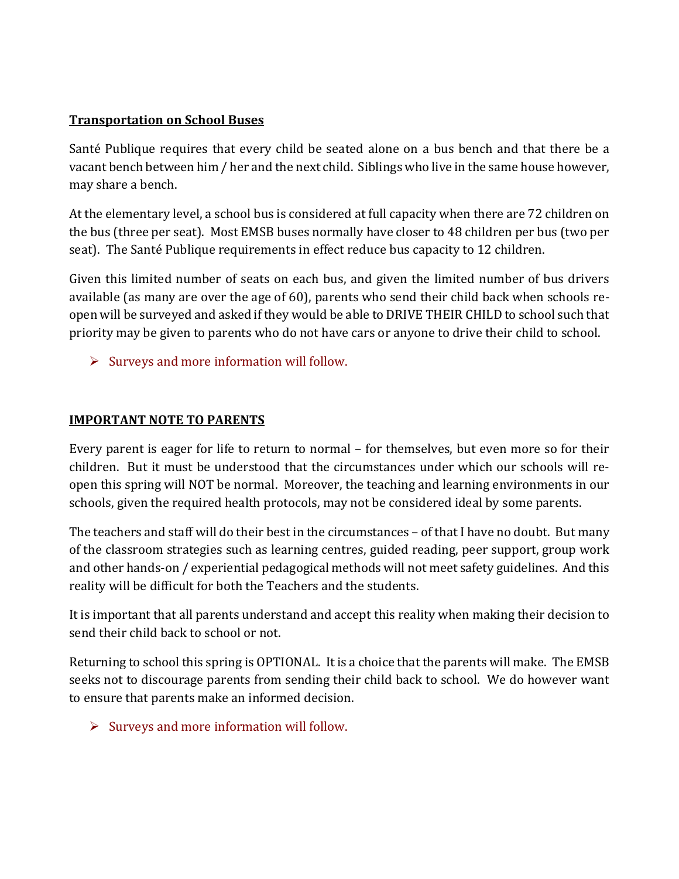**<u>Transportation on School Buses</u>**

Santé Publique requires that every child be seated alone on a bus bench and that there be a vacant bench between him / her and the next child. Siblings who live in the same house however, may share a bench.

At the elementary level, a school bus is considered at full capacity when there are 72 children on the bus (three per seat). Most EMSB buses normally have closer to 48 children per bus (two per seat). The Santé Publique requirements in effect reduce bus capacity to 12 children.

Given this limited number of seats on each bus, and given the limited number of bus drivers available (as many are over the age of 60), parents who send their child back when schools re-open will be surveyed and asked if they would be able to DRIVE THEIR CHILD to school such that priority may be given to parents who do not have cars or anyone to drive their child to school.

- Surveys and more information will follow.

**<u>IMPORTANT NOTE TO PARENTS</u>**

Every parent is eager for life to return to normal – for themselves, but even more so for their children. But it must be understood that the circumstances under which our schools will re-open this spring will NOT be normal. Moreover, the teaching and learning environments in our schools, given the required health protocols, may not be considered ideal by some parents.

The teachers and staff will do their best in the circumstances – of that I have no doubt. But many of the classroom strategies such as learning centres, guided reading, peer support, group work and other hands-on / experiential pedagogical methods will not meet safety guidelines. And this reality will be difficult for both the Teachers and the students.

It is important that all parents understand and accept this reality when making their decision to send their child back to school or not.

Returning to school this spring is OPTIONAL. It is a choice that the parents will make. The EMSB seeks not to discourage parents from sending their child back to school. We do however want to ensure that parents make an informed decision.

- Surveys and more information will follow.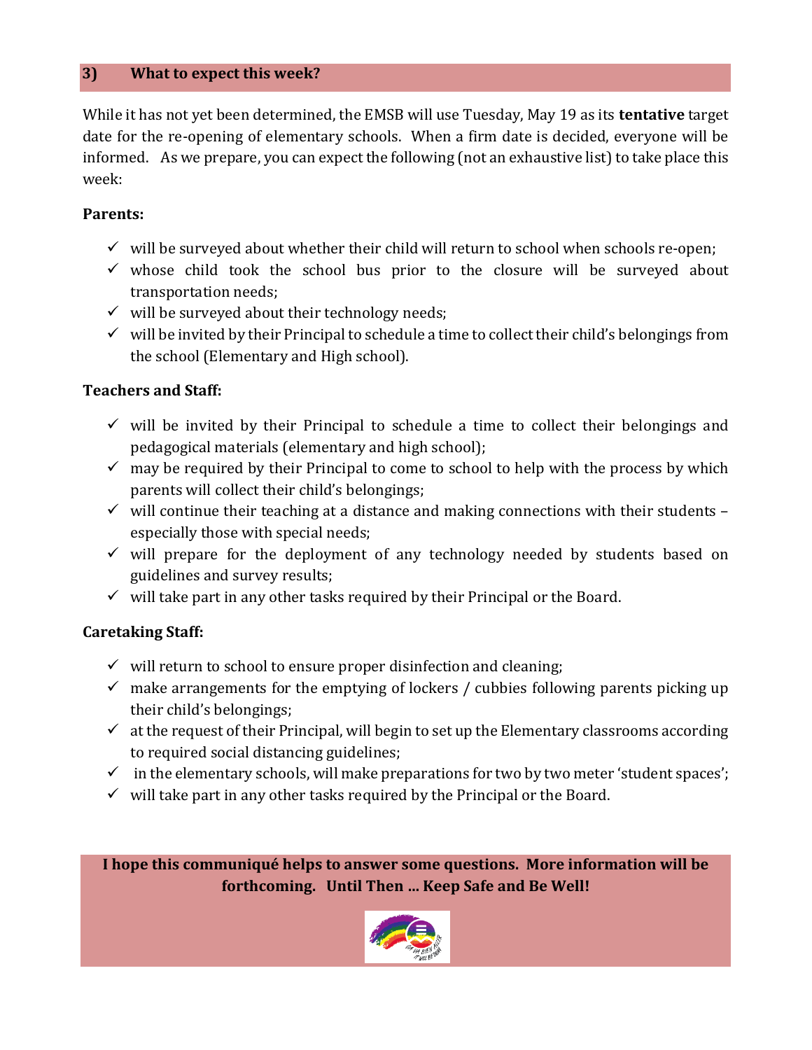## 3) What to expect this week?

While it has not yet been determined, the EMSB will use Tuesday, May 19 as its **tentative** target date for the re-opening of elementary schools. When a firm date is decided, everyone will be informed. As we prepare, you can expect the following (not an exhaustive list) to take place this week:

**Parents:**

- ✓ will be surveyed about whether their child will return to school when schools re-open;
- ✓ whose child took the school bus prior to the closure will be surveyed about transportation needs;
- ✓ will be surveyed about their technology needs;
- ✓ will be invited by their Principal to schedule a time to collect their child's belongings from the school (Elementary and High school).

**Teachers and Staff:**

- ✓ will be invited by their Principal to schedule a time to collect their belongings and pedagogical materials (elementary and high school);
- ✓ may be required by their Principal to come to school to help with the process by which parents will collect their child's belongings;
- ✓ will continue their teaching at a distance and making connections with their students – especially those with special needs;
- ✓ will prepare for the deployment of any technology needed by students based on guidelines and survey results;
- ✓ will take part in any other tasks required by their Principal or the Board.

**Caretaking Staff:**

- ✓ will return to school to ensure proper disinfection and cleaning;
- ✓ make arrangements for the emptying of lockers / cubbies following parents picking up their child's belongings;
- ✓ at the request of their Principal, will begin to set up the Elementary classrooms according to required social distancing guidelines;
- ✓ in the elementary schools, will make preparations for two by two meter 'student spaces';
- ✓ will take part in any other tasks required by the Principal or the Board.

**I hope this communiqué helps to answer some questions. More information will be forthcoming. Until Then ... Keep Safe and Be Well!**